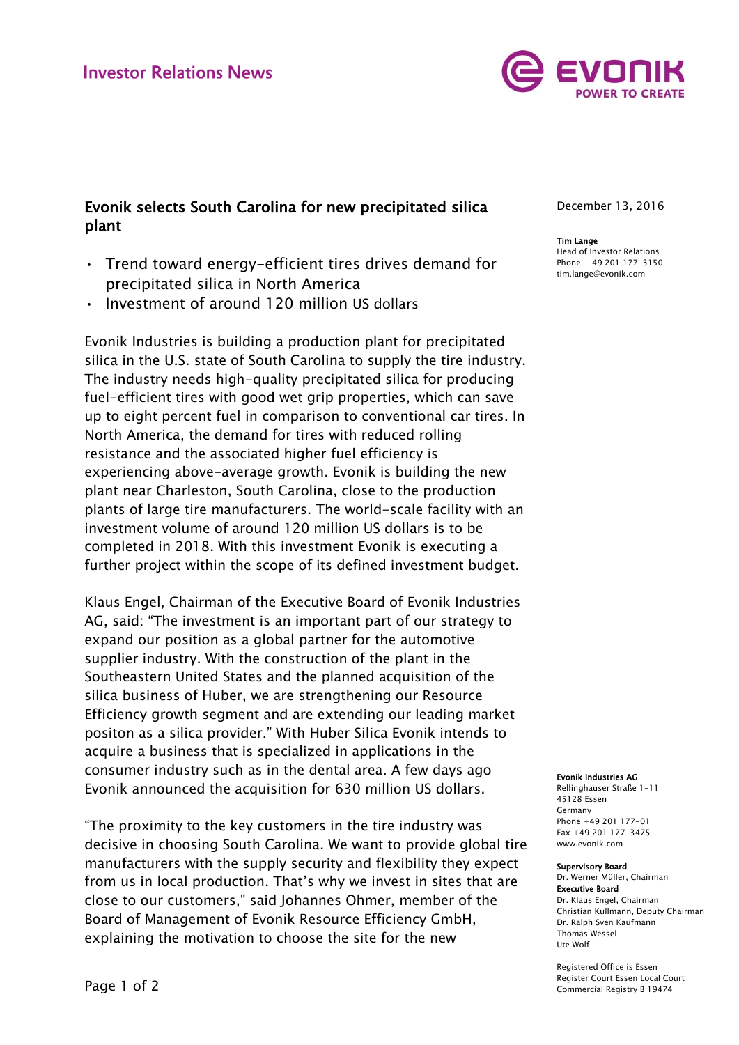# Investor Relations News

December 13, 2016

**Tim Lange**
Head of Investor Relations
Phone +49 201 177-3150
tim.lange@evonik.com

## Evonik selects South Carolina for new precipitated silica plant

- Trend toward energy-efficient tires drives demand for precipitated silica in North America
- Investment of around 120 million US dollars

Evonik Industries is building a production plant for precipitated silica in the U.S. state of South Carolina to supply the tire industry. The industry needs high-quality precipitated silica for producing fuel-efficient tires with good wet grip properties, which can save up to eight percent fuel in comparison to conventional car tires. In North America, the demand for tires with reduced rolling resistance and the associated higher fuel efficiency is experiencing above-average growth. Evonik is building the new plant near Charleston, South Carolina, close to the production plants of large tire manufacturers. The world-scale facility with an investment volume of around 120 million US dollars is to be completed in 2018. With this investment Evonik is executing a further project within the scope of its defined investment budget.

Klaus Engel, Chairman of the Executive Board of Evonik Industries AG, said: "The investment is an important part of our strategy to expand our position as a global partner for the automotive supplier industry. With the construction of the plant in the Southeastern United States and the planned acquisition of the silica business of Huber, we are strengthening our Resource Efficiency growth segment and are extending our leading market positon as a silica provider." With Huber Silica Evonik intends to acquire a business that is specialized in applications in the consumer industry such as in the dental area. A few days ago Evonik announced the acquisition for 630 million US dollars.

"The proximity to the key customers in the tire industry was decisive in choosing South Carolina. We want to provide global tire manufacturers with the supply security and flexibility they expect from us in local production. That's why we invest in sites that are close to our customers," said Johannes Ohmer, member of the Board of Management of Evonik Resource Efficiency GmbH, explaining the motivation to choose the site for the new

**Evonik Industries AG**
Rellinghauser Straße 1-11
45128 Essen
Germany
Phone +49 201 177-01
Fax +49 201 177-3475
www.evonik.com

**Supervisory Board**
Dr. Werner Müller, Chairman
**Executive Board**
Dr. Klaus Engel, Chairman
Christian Kullmann, Deputy Chairman
Dr. Ralph Sven Kaufmann
Thomas Wessel
Ute Wolf

Registered Office is Essen
Register Court Essen Local Court
Commercial Registry B 19474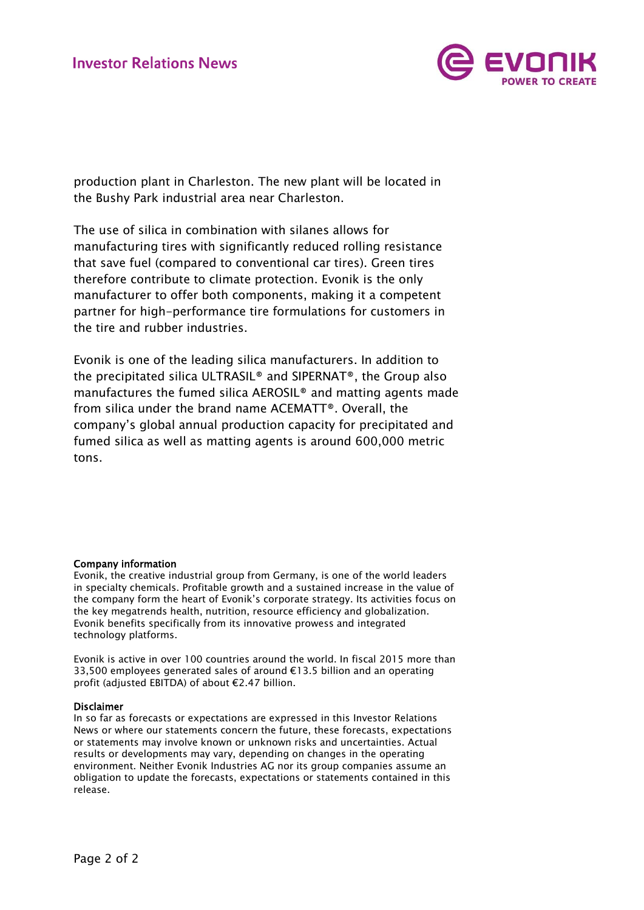production plant in Charleston. The new plant will be located in the Bushy Park industrial area near Charleston.

The use of silica in combination with silanes allows for manufacturing tires with significantly reduced rolling resistance that save fuel (compared to conventional car tires). Green tires therefore contribute to climate protection. Evonik is the only manufacturer to offer both components, making it a competent partner for high-performance tire formulations for customers in the tire and rubber industries.

Evonik is one of the leading silica manufacturers. In addition to the precipitated silica ULTRASIL® and SIPERNAT®, the Group also manufactures the fumed silica AEROSIL® and matting agents made from silica under the brand name ACEMATT®. Overall, the company's global annual production capacity for precipitated and fumed silica as well as matting agents is around 600,000 metric tons.

**Company information**

Evonik, the creative industrial group from Germany, is one of the world leaders in specialty chemicals. Profitable growth and a sustained increase in the value of the company form the heart of Evonik's corporate strategy. Its activities focus on the key megatrends health, nutrition, resource efficiency and globalization. Evonik benefits specifically from its innovative prowess and integrated technology platforms.

Evonik is active in over 100 countries around the world. In fiscal 2015 more than 33,500 employees generated sales of around €13.5 billion and an operating profit (adjusted EBITDA) of about €2.47 billion.

**Disclaimer**

In so far as forecasts or expectations are expressed in this Investor Relations News or where our statements concern the future, these forecasts, expectations or statements may involve known or unknown risks and uncertainties. Actual results or developments may vary, depending on changes in the operating environment. Neither Evonik Industries AG nor its group companies assume an obligation to update the forecasts, expectations or statements contained in this release.